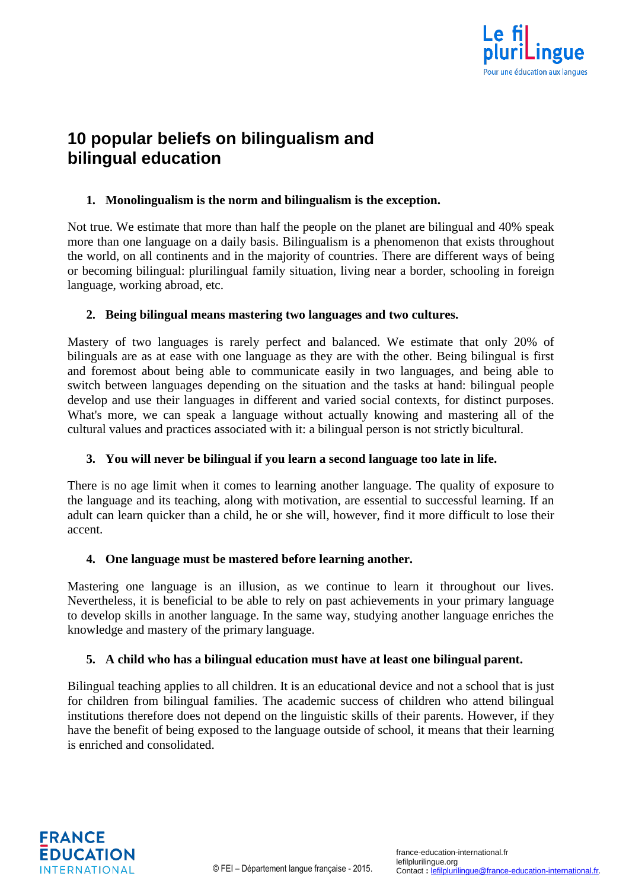# 10 popular beliefs on bilingualism and bilingual education

### 1. Monolingualism is the norm and bilingualism is the exception.

Not true. We estimate that more than half the people on the planet are bilingual and 40% speak more than one language on a daily basis. Bilingualism is a phenomenon that exists throughout the world, on all continents and in the majority of countries. There are different ways of being or becoming bilingual: plurilingual family situation, living near a border, schooling in foreign language, working abroad, etc.

### 2. Being bilingual means mastering two languages and two cultures.

Mastery of two languages is rarely perfect and balanced. We estimate that only 20% of bilinguals are as at ease with one language as they are with the other. Being bilingual is first and foremost about being able to communicate easily in two languages, and being able to switch between languages depending on the situation and the tasks at hand: bilingual people develop and use their languages in different and varied social contexts, for distinct purposes. What's more, we can speak a language without actually knowing and mastering all of the cultural values and practices associated with it: a bilingual person is not strictly bicultural.

### 3. You will never be bilingual if you learn a second language too late in life.

There is no age limit when it comes to learning another language. The quality of exposure to the language and its teaching, along with motivation, are essential to successful learning. If an adult can learn quicker than a child, he or she will, however, find it more difficult to lose their accent.

### 4. One language must be mastered before learning another.

Mastering one language is an illusion, as we continue to learn it throughout our lives. Nevertheless, it is beneficial to be able to rely on past achievements in your primary language to develop skills in another language. In the same way, studying another language enriches the knowledge and mastery of the primary language.

### 5. A child who has a bilingual education must have at least one bilingual parent.

Bilingual teaching applies to all children. It is an educational device and not a school that is just for children from bilingual families. The academic success of children who attend bilingual institutions therefore does not depend on the linguistic skills of their parents. However, if they have the benefit of being exposed to the language outside of school, it means that their learning is enriched and consolidated.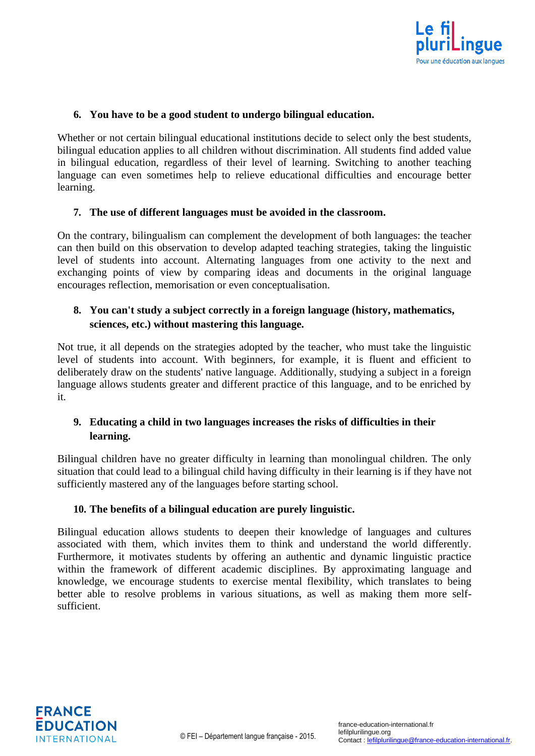6. **You have to be a good student to undergo bilingual education.**

Whether or not certain bilingual educational institutions decide to select only the best students, bilingual education applies to all children without discrimination. All students find added value in bilingual education, regardless of their level of learning. Switching to another teaching language can even sometimes help to relieve educational difficulties and encourage better learning.

7. **The use of different languages must be avoided in the classroom.**

On the contrary, bilingualism can complement the development of both languages: the teacher can then build on this observation to develop adapted teaching strategies, taking the linguistic level of students into account. Alternating languages from one activity to the next and exchanging points of view by comparing ideas and documents in the original language encourages reflection, memorisation or even conceptualisation.

8. **You can't study a subject correctly in a foreign language (history, mathematics, sciences, etc.) without mastering this language.**

Not true, it all depends on the strategies adopted by the teacher, who must take the linguistic level of students into account. With beginners, for example, it is fluent and efficient to deliberately draw on the students' native language. Additionally, studying a subject in a foreign language allows students greater and different practice of this language, and to be enriched by it.

9. **Educating a child in two languages increases the risks of difficulties in their learning.**

Bilingual children have no greater difficulty in learning than monolingual children. The only situation that could lead to a bilingual child having difficulty in their learning is if they have not sufficiently mastered any of the languages before starting school.

10. **The benefits of a bilingual education are purely linguistic.**

Bilingual education allows students to deepen their knowledge of languages and cultures associated with them, which invites them to think and understand the world differently. Furthermore, it motivates students by offering an authentic and dynamic linguistic practice within the framework of different academic disciplines. By approximating language and knowledge, we encourage students to exercise mental flexibility, which translates to being better able to resolve problems in various situations, as well as making them more self-sufficient.

© FEI – Département langue française - 2015.

france-education-international.fr
lefilplurilingue.org
Contact : lefilplurilingue@france-education-international.fr.